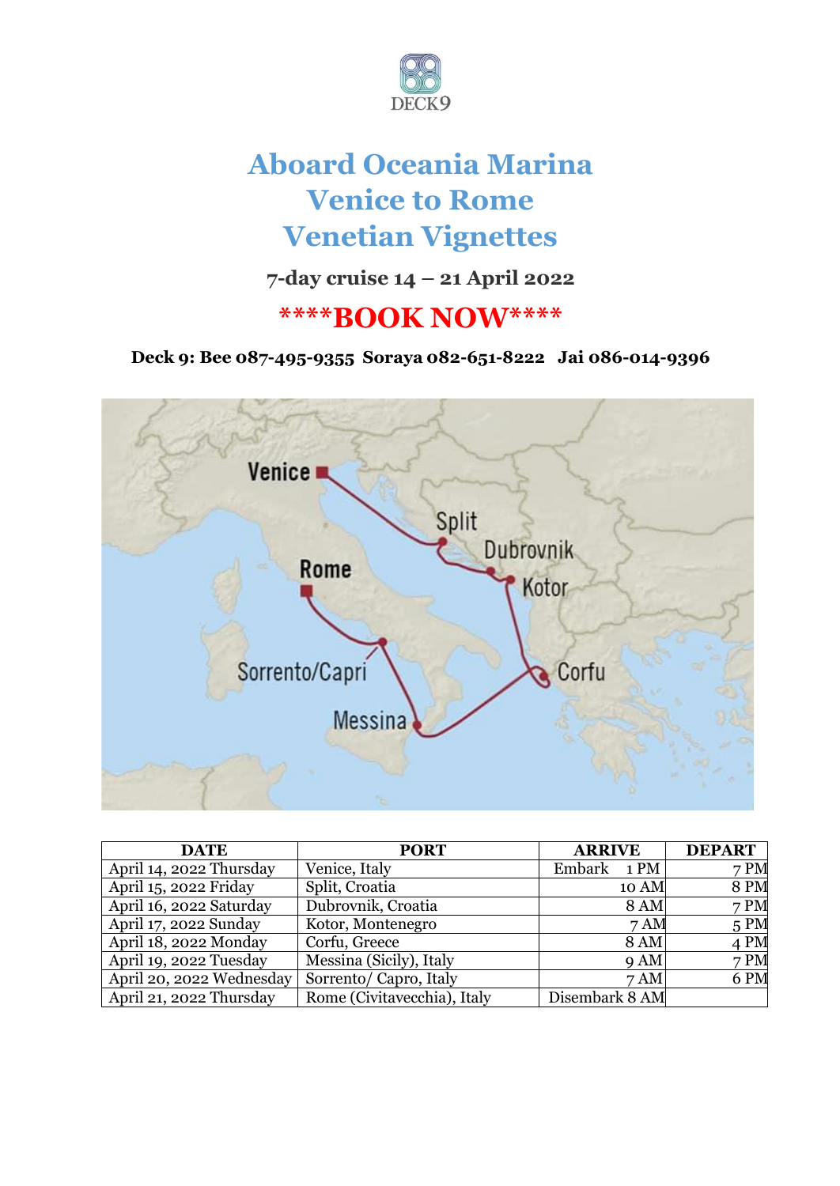DECK9

# Aboard Oceania Marina
# Venice to Rome
# Venetian Vignettes

### 7-day cruise 14 – 21 April 2022

## ****BOOK NOW****

**Deck 9: Bee 087-495-9355 Soraya 082-651-8222 Jai 086-014-9396**

| DATE | PORT | ARRIVE | DEPART |
|---|---|---|---|
| April 14, 2022 Thursday | Venice, Italy | Embark 1 PM | 7 PM |
| April 15, 2022 Friday | Split, Croatia | 10 AM | 8 PM |
| April 16, 2022 Saturday | Dubrovnik, Croatia | 8 AM | 7 PM |
| April 17, 2022 Sunday | Kotor, Montenegro | 7 AM | 5 PM |
| April 18, 2022 Monday | Corfu, Greece | 8 AM | 4 PM |
| April 19, 2022 Tuesday | Messina (Sicily), Italy | 9 AM | 7 PM |
| April 20, 2022 Wednesday | Sorrento/ Capro, Italy | 7 AM | 6 PM |
| April 21, 2022 Thursday | Rome (Civitavecchia), Italy | Disembark 8 AM | |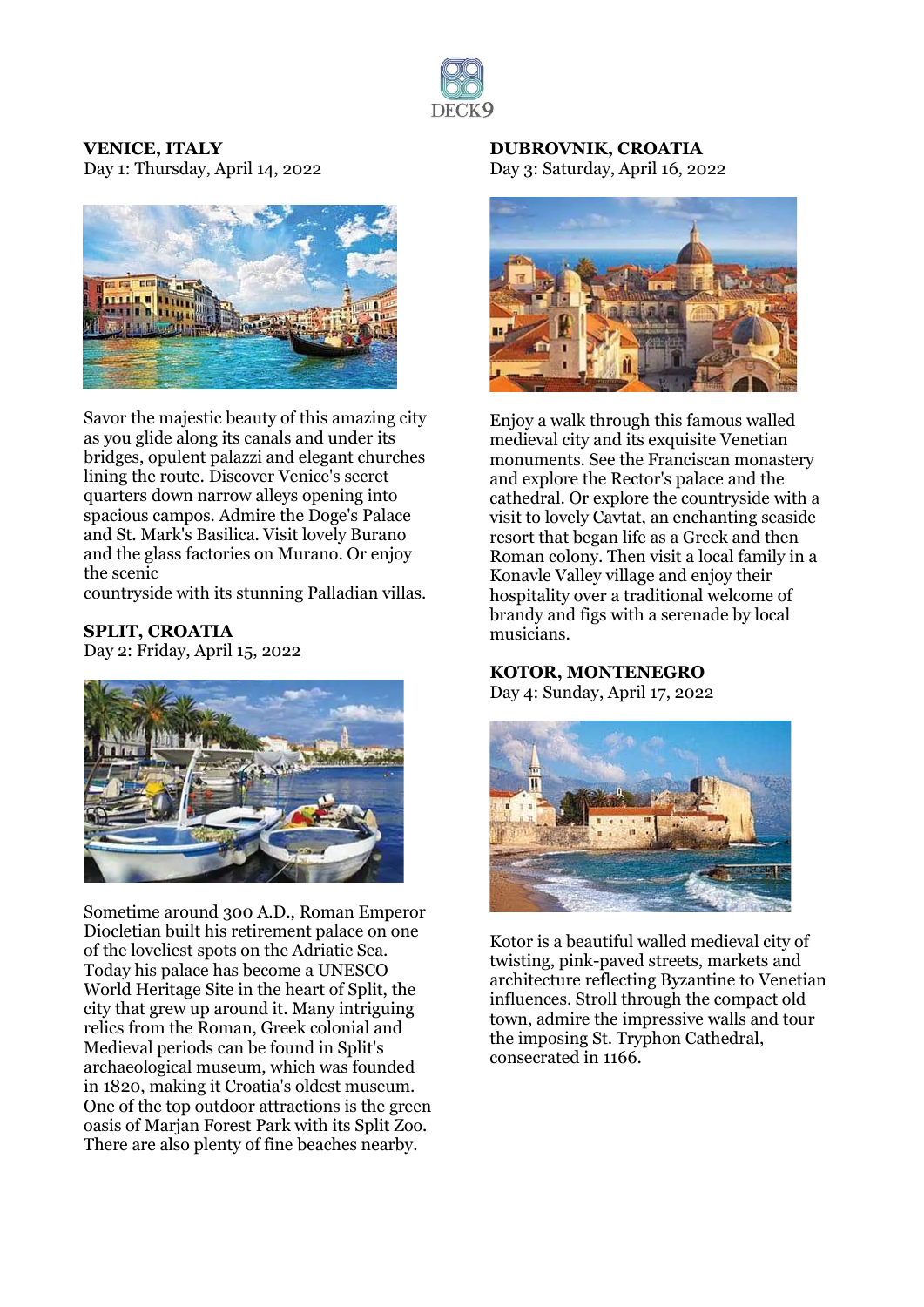## VENICE, ITALY

Day 1: Thursday, April 14, 2022

Savor the majestic beauty of this amazing city as you glide along its canals and under its bridges, opulent palazzi and elegant churches lining the route. Discover Venice's secret quarters down narrow alleys opening into spacious campos. Admire the Doge's Palace and St. Mark's Basilica. Visit lovely Burano and the glass factories on Murano. Or enjoy the scenic countryside with its stunning Palladian villas.

## SPLIT, CROATIA

Day 2: Friday, April 15, 2022

Sometime around 300 A.D., Roman Emperor Diocletian built his retirement palace on one of the loveliest spots on the Adriatic Sea. Today his palace has become a UNESCO World Heritage Site in the heart of Split, the city that grew up around it. Many intriguing relics from the Roman, Greek colonial and Medieval periods can be found in Split's archaeological museum, which was founded in 1820, making it Croatia's oldest museum. One of the top outdoor attractions is the green oasis of Marjan Forest Park with its Split Zoo. There are also plenty of fine beaches nearby.

## DUBROVNIK, CROATIA

Day 3: Saturday, April 16, 2022

Enjoy a walk through this famous walled medieval city and its exquisite Venetian monuments. See the Franciscan monastery and explore the Rector's palace and the cathedral. Or explore the countryside with a visit to lovely Cavtat, an enchanting seaside resort that began life as a Greek and then Roman colony. Then visit a local family in a Konavle Valley village and enjoy their hospitality over a traditional welcome of brandy and figs with a serenade by local musicians.

## KOTOR, MONTENEGRO

Day 4: Sunday, April 17, 2022

Kotor is a beautiful walled medieval city of twisting, pink-paved streets, markets and architecture reflecting Byzantine to Venetian influences. Stroll through the compact old town, admire the impressive walls and tour the imposing St. Tryphon Cathedral, consecrated in 1166.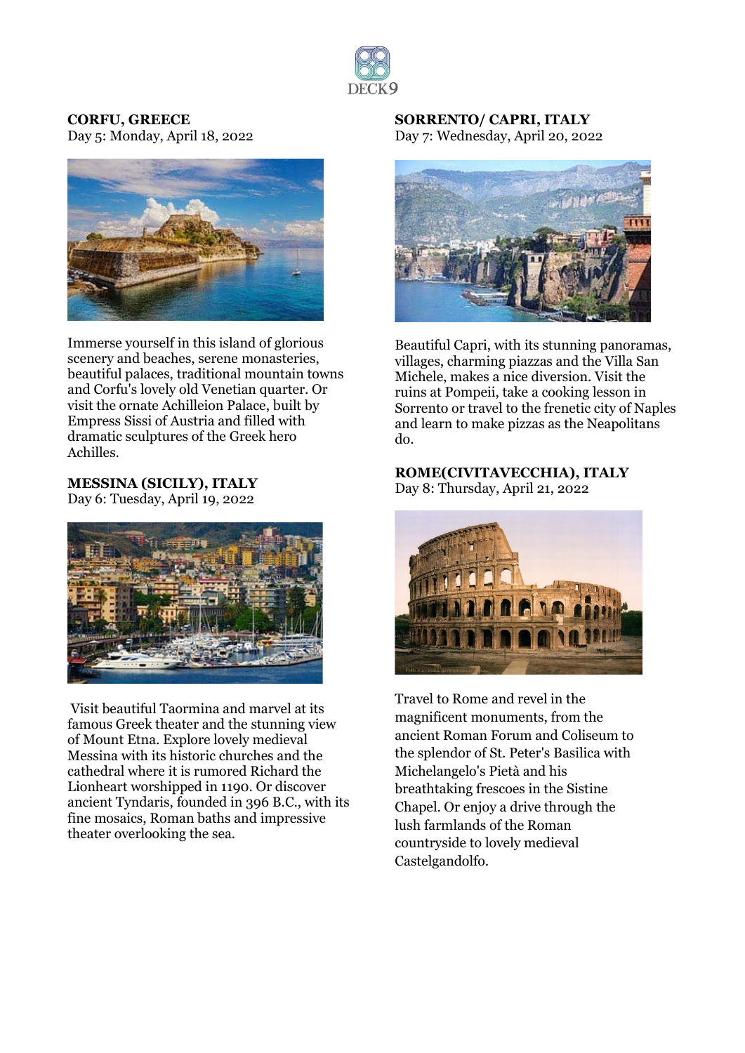## CORFU, GREECE

Day 5: Monday, April 18, 2022

Immerse yourself in this island of glorious scenery and beaches, serene monasteries, beautiful palaces, traditional mountain towns and Corfu's lovely old Venetian quarter. Or visit the ornate Achilleion Palace, built by Empress Sissi of Austria and filled with dramatic sculptures of the Greek hero Achilles.

## MESSINA (SICILY), ITALY

Day 6: Tuesday, April 19, 2022

Visit beautiful Taormina and marvel at its famous Greek theater and the stunning view of Mount Etna. Explore lovely medieval Messina with its historic churches and the cathedral where it is rumored Richard the Lionheart worshipped in 1190. Or discover ancient Tyndaris, founded in 396 B.C., with its fine mosaics, Roman baths and impressive theater overlooking the sea.

## SORRENTO/ CAPRI, ITALY

Day 7: Wednesday, April 20, 2022

Beautiful Capri, with its stunning panoramas, villages, charming piazzas and the Villa San Michele, makes a nice diversion. Visit the ruins at Pompeii, take a cooking lesson in Sorrento or travel to the frenetic city of Naples and learn to make pizzas as the Neapolitans do.

## ROME(CIVITAVECCHIA), ITALY

Day 8: Thursday, April 21, 2022

Travel to Rome and revel in the magnificent monuments, from the ancient Roman Forum and Coliseum to the splendor of St. Peter's Basilica with Michelangelo's Pietà and his breathtaking frescoes in the Sistine Chapel. Or enjoy a drive through the lush farmlands of the Roman countryside to lovely medieval Castelgandolfo.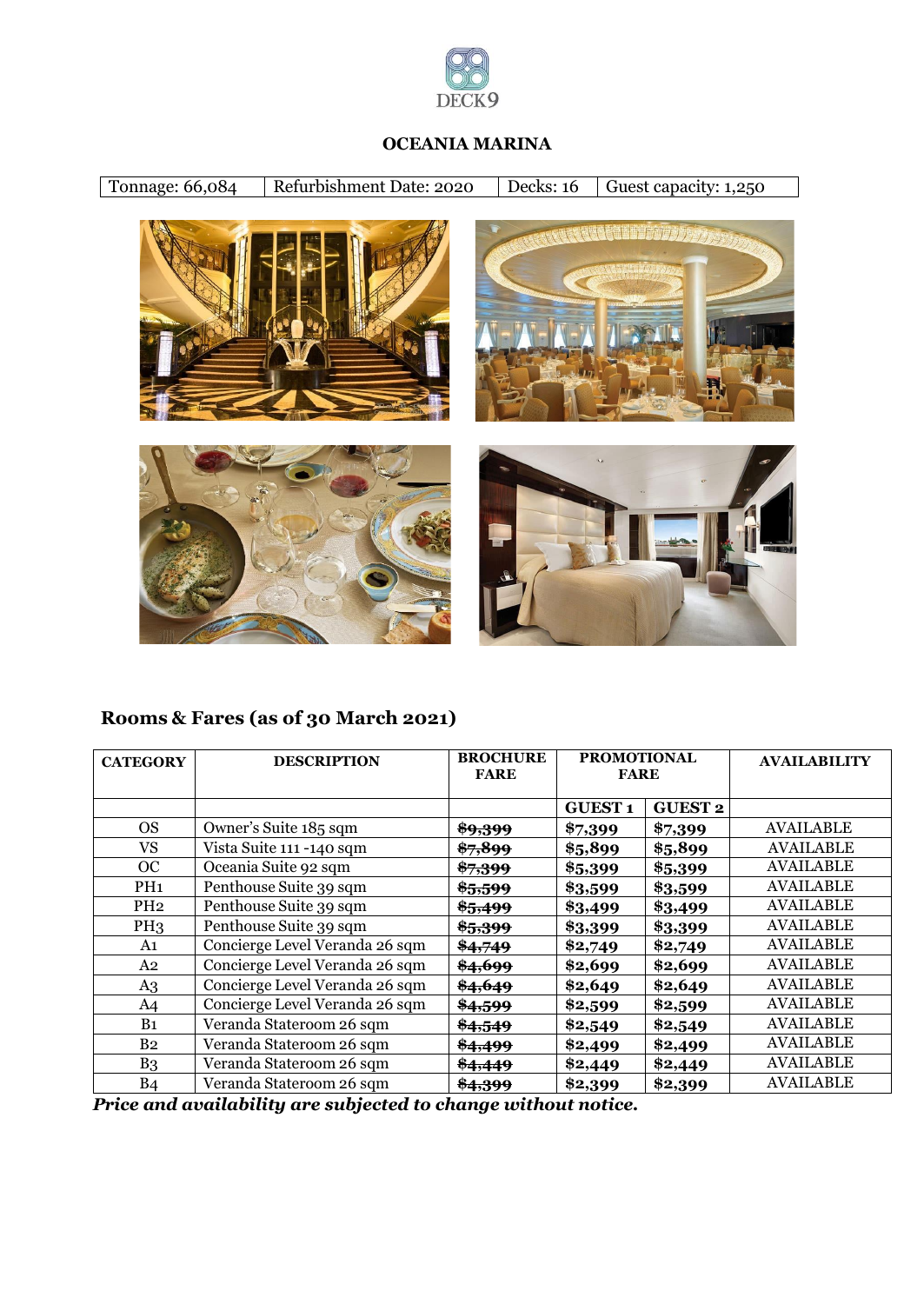DECK9

**OCEANIA MARINA**

| Tonnage: 66,084 | Refurbishment Date: 2020 | Decks: 16 | Guest capacity: 1,250 |
|---|---|---|---|

## Rooms & Fares (as of 30 March 2021)

| CATEGORY | DESCRIPTION | BROCHURE FARE | PROMOTIONAL FARE | | AVAILABILITY |
|---|---|---|---|---|---|
| | | | GUEST 1 | GUEST 2 | |
| OS | Owner's Suite 185 sqm | ~~$9,399~~ | $7,399 | $7,399 | AVAILABLE |
| VS | Vista Suite 111 -140 sqm | ~~$7,899~~ | $5,899 | $5,899 | AVAILABLE |
| OC | Oceania Suite 92 sqm | ~~$7,399~~ | $5,399 | $5,399 | AVAILABLE |
| PH1 | Penthouse Suite 39 sqm | ~~$5,599~~ | $3,599 | $3,599 | AVAILABLE |
| PH2 | Penthouse Suite 39 sqm | ~~$5,499~~ | $3,499 | $3,499 | AVAILABLE |
| PH3 | Penthouse Suite 39 sqm | ~~$5,399~~ | $3,399 | $3,399 | AVAILABLE |
| A1 | Concierge Level Veranda 26 sqm | ~~$4,749~~ | $2,749 | $2,749 | AVAILABLE |
| A2 | Concierge Level Veranda 26 sqm | ~~$4,699~~ | $2,699 | $2,699 | AVAILABLE |
| A3 | Concierge Level Veranda 26 sqm | ~~$4,649~~ | $2,649 | $2,649 | AVAILABLE |
| A4 | Concierge Level Veranda 26 sqm | ~~$4,599~~ | $2,599 | $2,599 | AVAILABLE |
| B1 | Veranda Stateroom 26 sqm | ~~$4,549~~ | $2,549 | $2,549 | AVAILABLE |
| B2 | Veranda Stateroom 26 sqm | ~~$4,499~~ | $2,499 | $2,499 | AVAILABLE |
| B3 | Veranda Stateroom 26 sqm | ~~$4,449~~ | $2,449 | $2,449 | AVAILABLE |
| B4 | Veranda Stateroom 26 sqm | ~~$4,399~~ | $2,399 | $2,399 | AVAILABLE |

***Price and availability are subjected to change without notice.***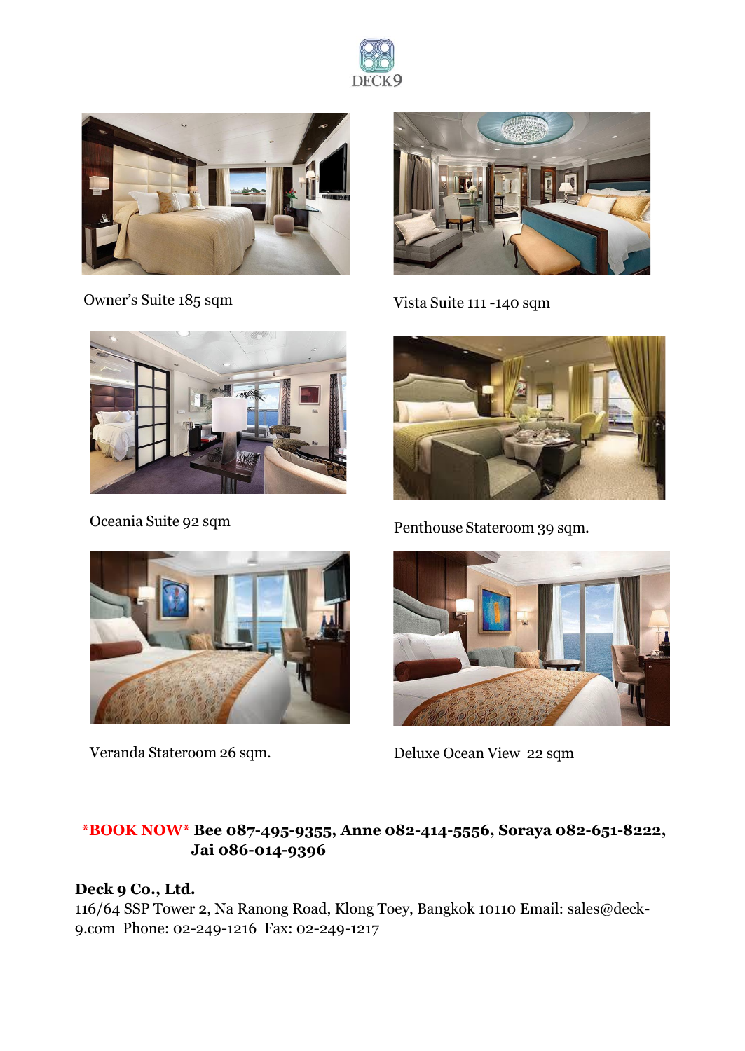DECK9

Owner's Suite 185 sqm

Vista Suite 111 -140 sqm

Oceania Suite 92 sqm

Penthouse Stateroom 39 sqm.

Veranda Stateroom 26 sqm.

Deluxe Ocean View 22 sqm

**\*BOOK NOW\* Bee 087-495-9355, Anne 082-414-5556, Soraya 082-651-8222, Jai 086-014-9396**

**Deck 9 Co., Ltd.**

116/64 SSP Tower 2, Na Ranong Road, Klong Toey, Bangkok 10110 Email: sales@deck-9.com Phone: 02-249-1216 Fax: 02-249-1217